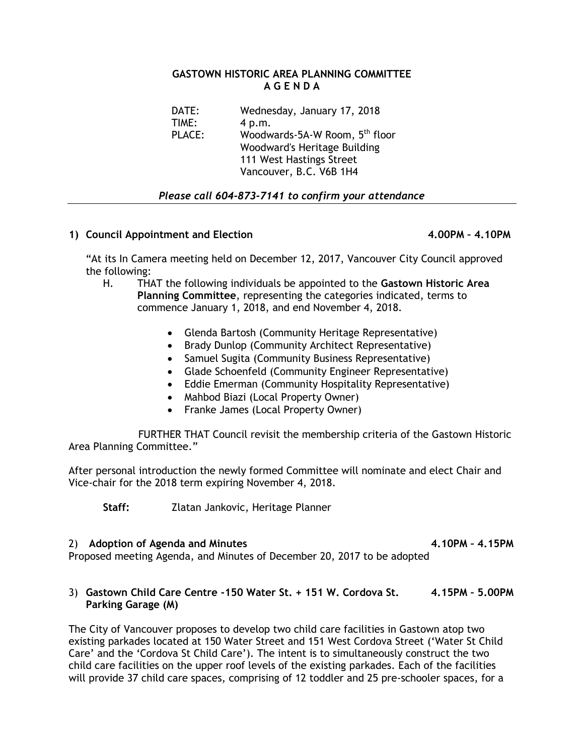# GASTOWN HISTORIC AREA PLANNING COMMITTEE
## A G E N D A

DATE: Wednesday, January 17, 2018
TIME: 4 p.m.
PLACE: Woodwards-5A-W Room, 5th floor
Woodward's Heritage Building
111 West Hastings Street
Vancouver, B.C. V6B 1H4

*Please call 604-873-7141 to confirm your attendance*

---

### 1) Council Appointment and Election 4.00PM – 4.10PM

"At its In Camera meeting held on December 12, 2017, Vancouver City Council approved the following:

H. THAT the following individuals be appointed to the **Gastown Historic Area Planning Committee**, representing the categories indicated, terms to commence January 1, 2018, and end November 4, 2018.

- Glenda Bartosh (Community Heritage Representative)
- Brady Dunlop (Community Architect Representative)
- Samuel Sugita (Community Business Representative)
- Glade Schoenfeld (Community Engineer Representative)
- Eddie Emerman (Community Hospitality Representative)
- Mahbod Biazi (Local Property Owner)
- Franke James (Local Property Owner)

FURTHER THAT Council revisit the membership criteria of the Gastown Historic Area Planning Committee."

After personal introduction the newly formed Committee will nominate and elect Chair and Vice-chair for the 2018 term expiring November 4, 2018.

**Staff:** Zlatan Jankovic, Heritage Planner

### 2) Adoption of Agenda and Minutes 4.10PM – 4.15PM

Proposed meeting Agenda, and Minutes of December 20, 2017 to be adopted

### 3) Gastown Child Care Centre -150 Water St. + 151 W. Cordova St. Parking Garage (M) 4.15PM – 5.00PM

The City of Vancouver proposes to develop two child care facilities in Gastown atop two existing parkades located at 150 Water Street and 151 West Cordova Street ('Water St Child Care' and the 'Cordova St Child Care'). The intent is to simultaneously construct the two child care facilities on the upper roof levels of the existing parkades. Each of the facilities will provide 37 child care spaces, comprising of 12 toddler and 25 pre-schooler spaces, for a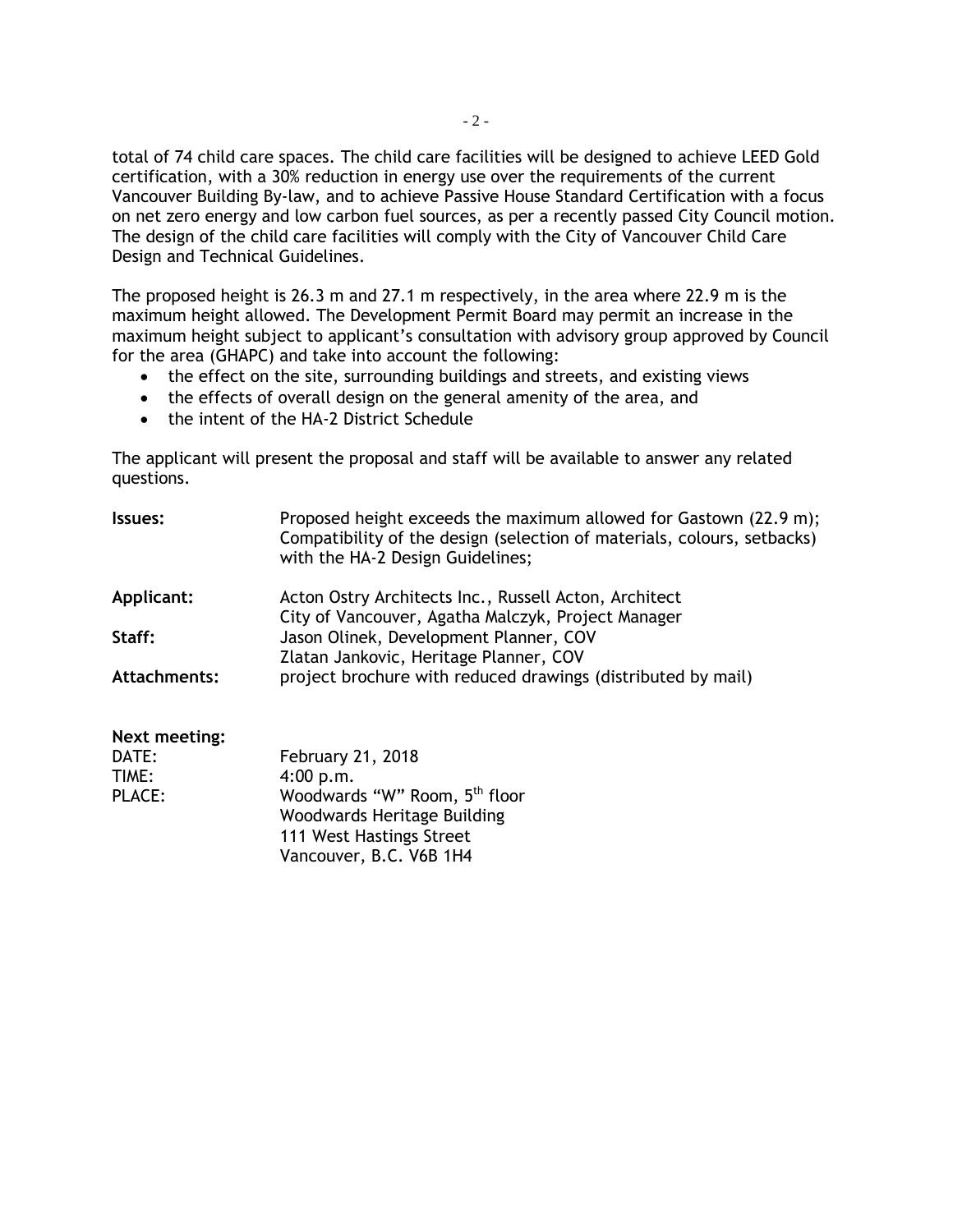total of 74 child care spaces. The child care facilities will be designed to achieve LEED Gold certification, with a 30% reduction in energy use over the requirements of the current Vancouver Building By-law, and to achieve Passive House Standard Certification with a focus on net zero energy and low carbon fuel sources, as per a recently passed City Council motion. The design of the child care facilities will comply with the City of Vancouver Child Care Design and Technical Guidelines.

The proposed height is 26.3 m and 27.1 m respectively, in the area where 22.9 m is the maximum height allowed. The Development Permit Board may permit an increase in the maximum height subject to applicant's consultation with advisory group approved by Council for the area (GHAPC) and take into account the following:

- the effect on the site, surrounding buildings and streets, and existing views
- the effects of overall design on the general amenity of the area, and
- the intent of the HA-2 District Schedule

The applicant will present the proposal and staff will be available to answer any related questions.

| | |
|---|---|
| **Issues:** | Proposed height exceeds the maximum allowed for Gastown (22.9 m); Compatibility of the design (selection of materials, colours, setbacks) with the HA-2 Design Guidelines; |
| **Applicant:** | Acton Ostry Architects Inc., Russell Acton, Architect<br>City of Vancouver, Agatha Malczyk, Project Manager |
| **Staff:** | Jason Olinek, Development Planner, COV<br>Zlatan Jankovic, Heritage Planner, COV |
| **Attachments:** | project brochure with reduced drawings (distributed by mail) |

**Next meeting:**

| | |
|---|---|
| DATE: | February 21, 2018 |
| TIME: | 4:00 p.m. |
| PLACE: | Woodwards "W" Room, 5th floor<br>Woodwards Heritage Building<br>111 West Hastings Street<br>Vancouver, B.C. V6B 1H4 |